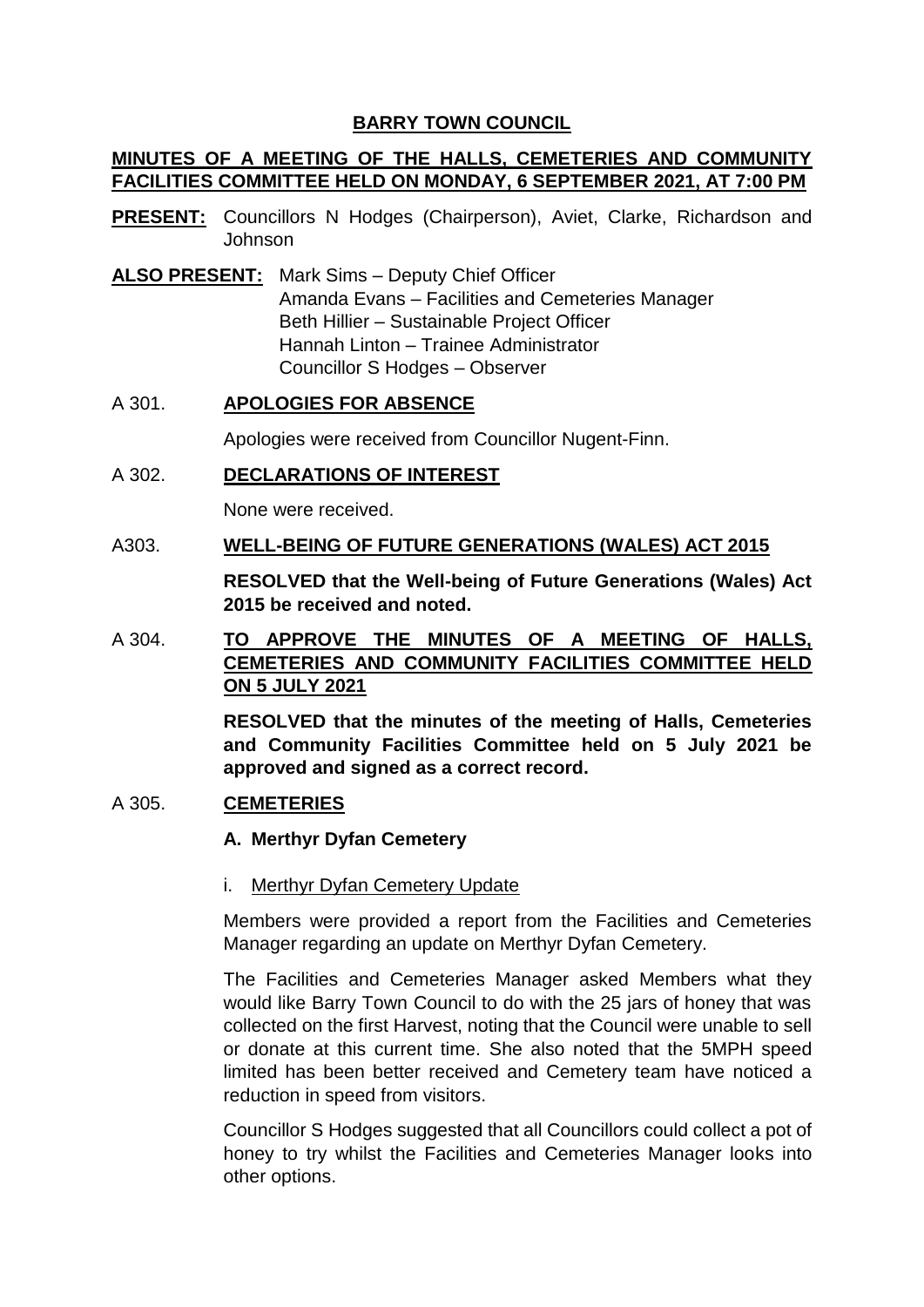# BARRY TOWN COUNCIL

## MINUTES OF A MEETING OF THE HALLS, CEMETERIES AND COMMUNITY FACILITIES COMMITTEE HELD ON MONDAY, 6 SEPTEMBER 2021, AT 7:00 PM

**PRESENT:** Councillors N Hodges (Chairperson), Aviet, Clarke, Richardson and Johnson

**ALSO PRESENT:** Mark Sims – Deputy Chief Officer
Amanda Evans – Facilities and Cemeteries Manager
Beth Hillier – Sustainable Project Officer
Hannah Linton – Trainee Administrator
Councillor S Hodges – Observer

### A 301. APOLOGIES FOR ABSENCE

Apologies were received from Councillor Nugent-Finn.

### A 302. DECLARATIONS OF INTEREST

None were received.

### A303. WELL-BEING OF FUTURE GENERATIONS (WALES) ACT 2015

**RESOLVED that the Well-being of Future Generations (Wales) Act 2015 be received and noted.**

### A 304. TO APPROVE THE MINUTES OF A MEETING OF HALLS, CEMETERIES AND COMMUNITY FACILITIES COMMITTEE HELD ON 5 JULY 2021

**RESOLVED that the minutes of the meeting of Halls, Cemeteries and Community Facilities Committee held on 5 July 2021 be approved and signed as a correct record.**

### A 305. CEMETERIES

**A. Merthyr Dyfan Cemetery**

i. Merthyr Dyfan Cemetery Update

Members were provided a report from the Facilities and Cemeteries Manager regarding an update on Merthyr Dyfan Cemetery.

The Facilities and Cemeteries Manager asked Members what they would like Barry Town Council to do with the 25 jars of honey that was collected on the first Harvest, noting that the Council were unable to sell or donate at this current time. She also noted that the 5MPH speed limited has been better received and Cemetery team have noticed a reduction in speed from visitors.

Councillor S Hodges suggested that all Councillors could collect a pot of honey to try whilst the Facilities and Cemeteries Manager looks into other options.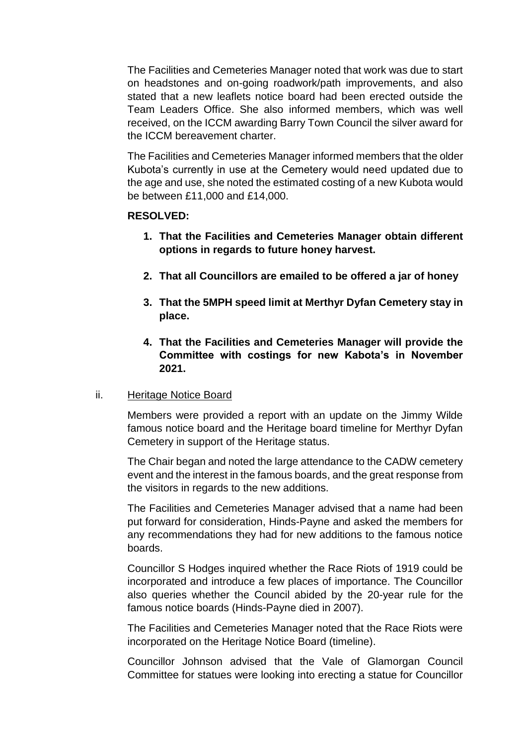The Facilities and Cemeteries Manager noted that work was due to start on headstones and on-going roadwork/path improvements, and also stated that a new leaflets notice board had been erected outside the Team Leaders Office. She also informed members, which was well received, on the ICCM awarding Barry Town Council the silver award for the ICCM bereavement charter.

The Facilities and Cemeteries Manager informed members that the older Kubota's currently in use at the Cemetery would need updated due to the age and use, she noted the estimated costing of a new Kubota would be between £11,000 and £14,000.

**RESOLVED:**

1. **That the Facilities and Cemeteries Manager obtain different options in regards to future honey harvest.**
2. **That all Councillors are emailed to be offered a jar of honey**
3. **That the 5MPH speed limit at Merthyr Dyfan Cemetery stay in place.**
4. **That the Facilities and Cemeteries Manager will provide the Committee with costings for new Kabota's in November 2021.**

ii. Heritage Notice Board

Members were provided a report with an update on the Jimmy Wilde famous notice board and the Heritage board timeline for Merthyr Dyfan Cemetery in support of the Heritage status.

The Chair began and noted the large attendance to the CADW cemetery event and the interest in the famous boards, and the great response from the visitors in regards to the new additions.

The Facilities and Cemeteries Manager advised that a name had been put forward for consideration, Hinds-Payne and asked the members for any recommendations they had for new additions to the famous notice boards.

Councillor S Hodges inquired whether the Race Riots of 1919 could be incorporated and introduce a few places of importance. The Councillor also queries whether the Council abided by the 20-year rule for the famous notice boards (Hinds-Payne died in 2007).

The Facilities and Cemeteries Manager noted that the Race Riots were incorporated on the Heritage Notice Board (timeline).

Councillor Johnson advised that the Vale of Glamorgan Council Committee for statues were looking into erecting a statue for Councillor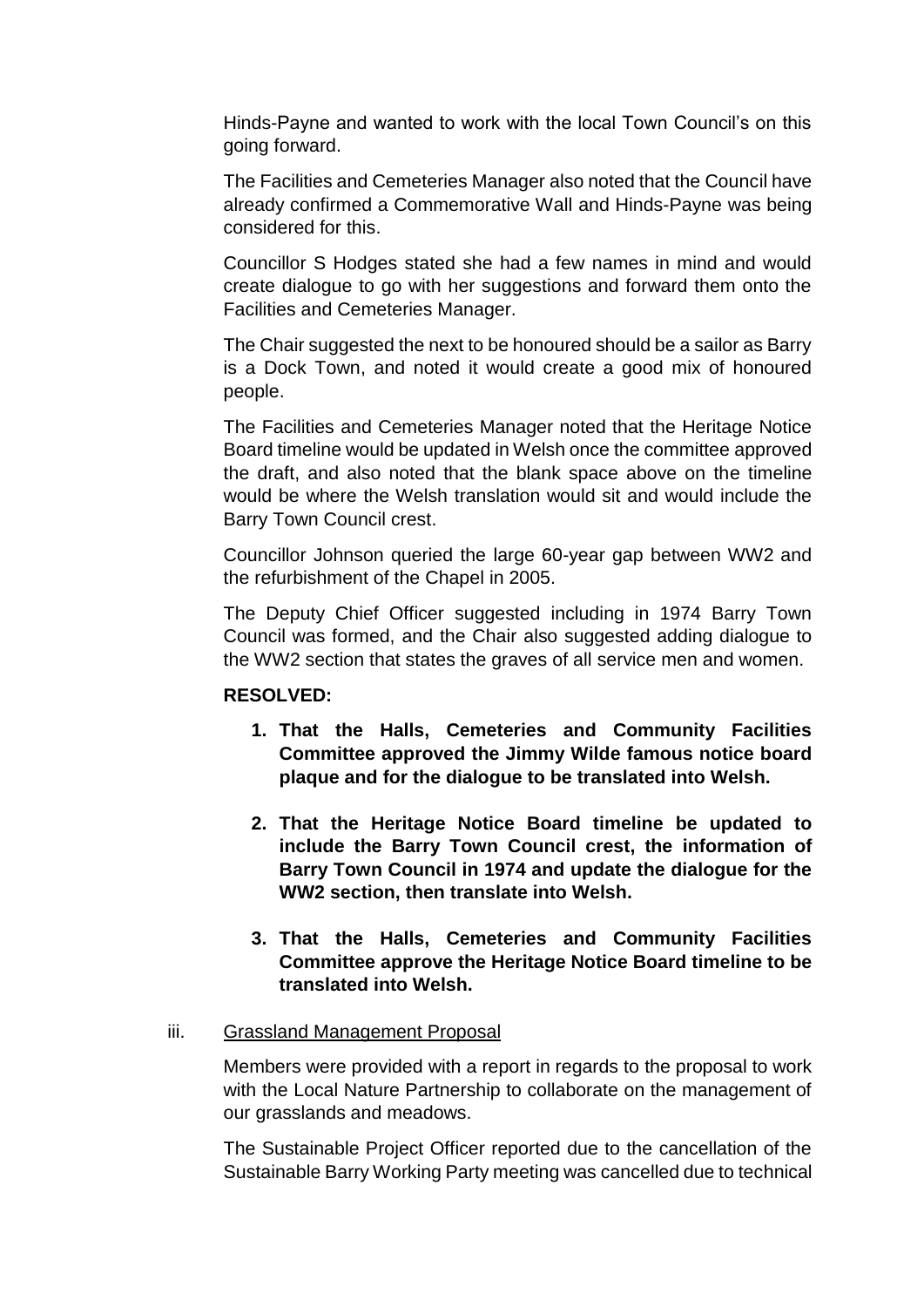Hinds-Payne and wanted to work with the local Town Council's on this going forward.

The Facilities and Cemeteries Manager also noted that the Council have already confirmed a Commemorative Wall and Hinds-Payne was being considered for this.

Councillor S Hodges stated she had a few names in mind and would create dialogue to go with her suggestions and forward them onto the Facilities and Cemeteries Manager.

The Chair suggested the next to be honoured should be a sailor as Barry is a Dock Town, and noted it would create a good mix of honoured people.

The Facilities and Cemeteries Manager noted that the Heritage Notice Board timeline would be updated in Welsh once the committee approved the draft, and also noted that the blank space above on the timeline would be where the Welsh translation would sit and would include the Barry Town Council crest.

Councillor Johnson queried the large 60-year gap between WW2 and the refurbishment of the Chapel in 2005.

The Deputy Chief Officer suggested including in 1974 Barry Town Council was formed, and the Chair also suggested adding dialogue to the WW2 section that states the graves of all service men and women.

**RESOLVED:**

1. **That the Halls, Cemeteries and Community Facilities Committee approved the Jimmy Wilde famous notice board plaque and for the dialogue to be translated into Welsh.**

2. **That the Heritage Notice Board timeline be updated to include the Barry Town Council crest, the information of Barry Town Council in 1974 and update the dialogue for the WW2 section, then translate into Welsh.**

3. **That the Halls, Cemeteries and Community Facilities Committee approve the Heritage Notice Board timeline to be translated into Welsh.**

iii. Grassland Management Proposal

Members were provided with a report in regards to the proposal to work with the Local Nature Partnership to collaborate on the management of our grasslands and meadows.

The Sustainable Project Officer reported due to the cancellation of the Sustainable Barry Working Party meeting was cancelled due to technical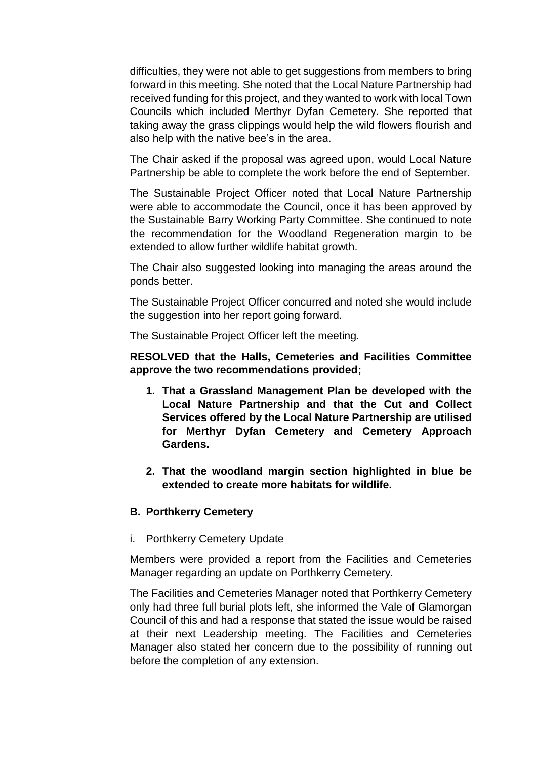difficulties, they were not able to get suggestions from members to bring forward in this meeting. She noted that the Local Nature Partnership had received funding for this project, and they wanted to work with local Town Councils which included Merthyr Dyfan Cemetery. She reported that taking away the grass clippings would help the wild flowers flourish and also help with the native bee's in the area.

The Chair asked if the proposal was agreed upon, would Local Nature Partnership be able to complete the work before the end of September.

The Sustainable Project Officer noted that Local Nature Partnership were able to accommodate the Council, once it has been approved by the Sustainable Barry Working Party Committee. She continued to note the recommendation for the Woodland Regeneration margin to be extended to allow further wildlife habitat growth.

The Chair also suggested looking into managing the areas around the ponds better.

The Sustainable Project Officer concurred and noted she would include the suggestion into her report going forward.

The Sustainable Project Officer left the meeting.

**RESOLVED that the Halls, Cemeteries and Facilities Committee approve the two recommendations provided;**

1. **That a Grassland Management Plan be developed with the Local Nature Partnership and that the Cut and Collect Services offered by the Local Nature Partnership are utilised for Merthyr Dyfan Cemetery and Cemetery Approach Gardens.**

2. **That the woodland margin section highlighted in blue be extended to create more habitats for wildlife.**

### B. Porthkerry Cemetery

i. Porthkerry Cemetery Update

Members were provided a report from the Facilities and Cemeteries Manager regarding an update on Porthkerry Cemetery.

The Facilities and Cemeteries Manager noted that Porthkerry Cemetery only had three full burial plots left, she informed the Vale of Glamorgan Council of this and had a response that stated the issue would be raised at their next Leadership meeting. The Facilities and Cemeteries Manager also stated her concern due to the possibility of running out before the completion of any extension.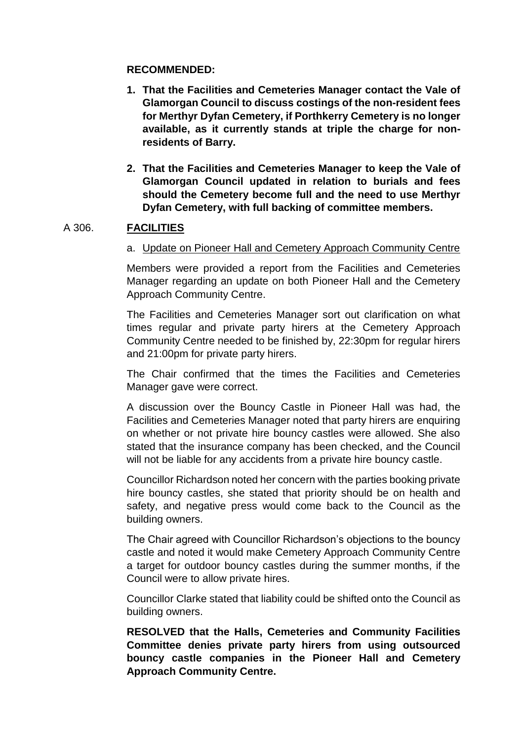**RECOMMENDED:**

1. **That the Facilities and Cemeteries Manager contact the Vale of Glamorgan Council to discuss costings of the non-resident fees for Merthyr Dyfan Cemetery, if Porthkerry Cemetery is no longer available, as it currently stands at triple the charge for non-residents of Barry.**

2. **That the Facilities and Cemeteries Manager to keep the Vale of Glamorgan Council updated in relation to burials and fees should the Cemetery become full and the need to use Merthyr Dyfan Cemetery, with full backing of committee members.**

## A 306. FACILITIES

a. Update on Pioneer Hall and Cemetery Approach Community Centre

Members were provided a report from the Facilities and Cemeteries Manager regarding an update on both Pioneer Hall and the Cemetery Approach Community Centre.

The Facilities and Cemeteries Manager sort out clarification on what times regular and private party hirers at the Cemetery Approach Community Centre needed to be finished by, 22:30pm for regular hirers and 21:00pm for private party hirers.

The Chair confirmed that the times the Facilities and Cemeteries Manager gave were correct.

A discussion over the Bouncy Castle in Pioneer Hall was had, the Facilities and Cemeteries Manager noted that party hirers are enquiring on whether or not private hire bouncy castles were allowed. She also stated that the insurance company has been checked, and the Council will not be liable for any accidents from a private hire bouncy castle.

Councillor Richardson noted her concern with the parties booking private hire bouncy castles, she stated that priority should be on health and safety, and negative press would come back to the Council as the building owners.

The Chair agreed with Councillor Richardson's objections to the bouncy castle and noted it would make Cemetery Approach Community Centre a target for outdoor bouncy castles during the summer months, if the Council were to allow private hires.

Councillor Clarke stated that liability could be shifted onto the Council as building owners.

**RESOLVED that the Halls, Cemeteries and Community Facilities Committee denies private party hirers from using outsourced bouncy castle companies in the Pioneer Hall and Cemetery Approach Community Centre.**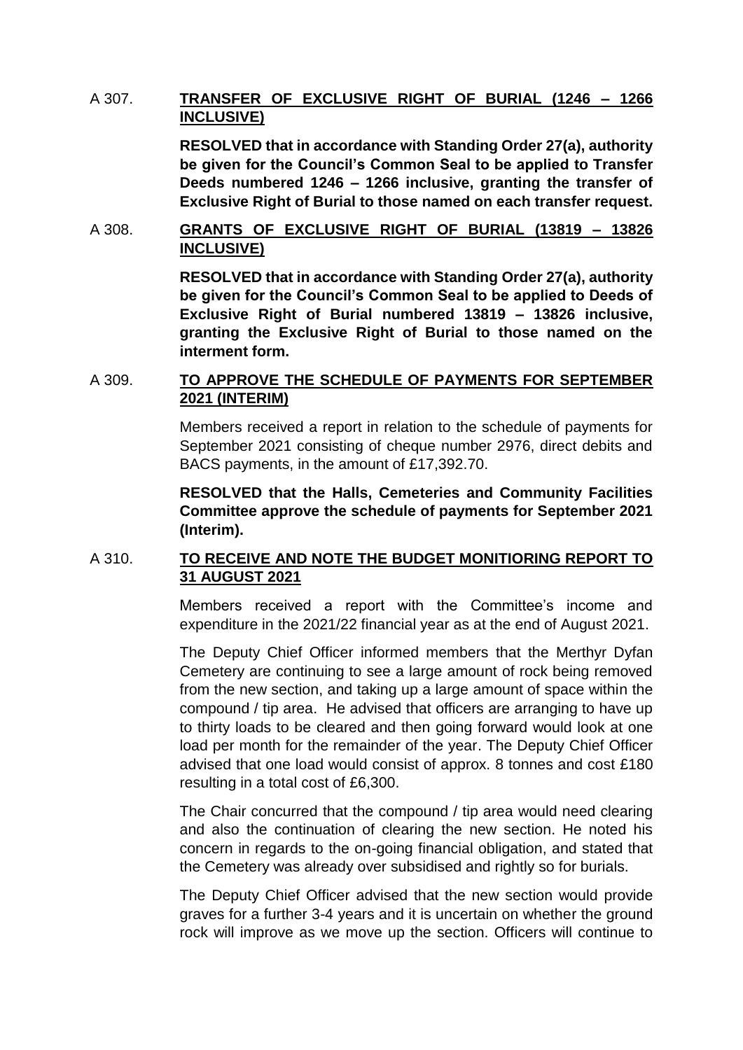A 307. **TRANSFER OF EXCLUSIVE RIGHT OF BURIAL (1246 – 1266 INCLUSIVE)**

**RESOLVED that in accordance with Standing Order 27(a), authority be given for the Council's Common Seal to be applied to Transfer Deeds numbered 1246 – 1266 inclusive, granting the transfer of Exclusive Right of Burial to those named on each transfer request.**

A 308. **GRANTS OF EXCLUSIVE RIGHT OF BURIAL (13819 – 13826 INCLUSIVE)**

**RESOLVED that in accordance with Standing Order 27(a), authority be given for the Council's Common Seal to be applied to Deeds of Exclusive Right of Burial numbered 13819 – 13826 inclusive, granting the Exclusive Right of Burial to those named on the interment form.**

A 309. **TO APPROVE THE SCHEDULE OF PAYMENTS FOR SEPTEMBER 2021 (INTERIM)**

Members received a report in relation to the schedule of payments for September 2021 consisting of cheque number 2976, direct debits and BACS payments, in the amount of £17,392.70.

**RESOLVED that the Halls, Cemeteries and Community Facilities Committee approve the schedule of payments for September 2021 (Interim).**

A 310. **TO RECEIVE AND NOTE THE BUDGET MONITIORING REPORT TO 31 AUGUST 2021**

Members received a report with the Committee's income and expenditure in the 2021/22 financial year as at the end of August 2021.

The Deputy Chief Officer informed members that the Merthyr Dyfan Cemetery are continuing to see a large amount of rock being removed from the new section, and taking up a large amount of space within the compound / tip area. He advised that officers are arranging to have up to thirty loads to be cleared and then going forward would look at one load per month for the remainder of the year. The Deputy Chief Officer advised that one load would consist of approx. 8 tonnes and cost £180 resulting in a total cost of £6,300.

The Chair concurred that the compound / tip area would need clearing and also the continuation of clearing the new section. He noted his concern in regards to the on-going financial obligation, and stated that the Cemetery was already over subsidised and rightly so for burials.

The Deputy Chief Officer advised that the new section would provide graves for a further 3-4 years and it is uncertain on whether the ground rock will improve as we move up the section. Officers will continue to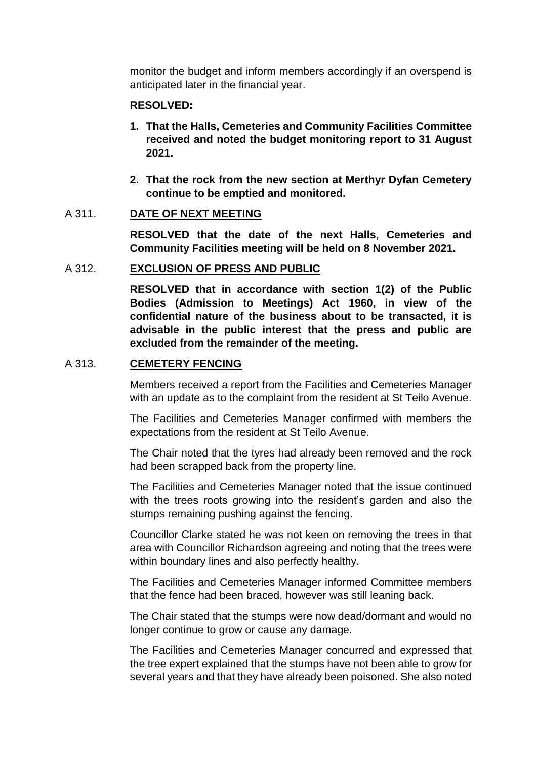monitor the budget and inform members accordingly if an overspend is anticipated later in the financial year.

**RESOLVED:**

1. **That the Halls, Cemeteries and Community Facilities Committee received and noted the budget monitoring report to 31 August 2021.**
2. **That the rock from the new section at Merthyr Dyfan Cemetery continue to be emptied and monitored.**

A 311. **DATE OF NEXT MEETING**

**RESOLVED that the date of the next Halls, Cemeteries and Community Facilities meeting will be held on 8 November 2021.**

A 312. **EXCLUSION OF PRESS AND PUBLIC**

**RESOLVED that in accordance with section 1(2) of the Public Bodies (Admission to Meetings) Act 1960, in view of the confidential nature of the business about to be transacted, it is advisable in the public interest that the press and public are excluded from the remainder of the meeting.**

A 313. **CEMETERY FENCING**

Members received a report from the Facilities and Cemeteries Manager with an update as to the complaint from the resident at St Teilo Avenue.

The Facilities and Cemeteries Manager confirmed with members the expectations from the resident at St Teilo Avenue.

The Chair noted that the tyres had already been removed and the rock had been scrapped back from the property line.

The Facilities and Cemeteries Manager noted that the issue continued with the trees roots growing into the resident's garden and also the stumps remaining pushing against the fencing.

Councillor Clarke stated he was not keen on removing the trees in that area with Councillor Richardson agreeing and noting that the trees were within boundary lines and also perfectly healthy.

The Facilities and Cemeteries Manager informed Committee members that the fence had been braced, however was still leaning back.

The Chair stated that the stumps were now dead/dormant and would no longer continue to grow or cause any damage.

The Facilities and Cemeteries Manager concurred and expressed that the tree expert explained that the stumps have not been able to grow for several years and that they have already been poisoned. She also noted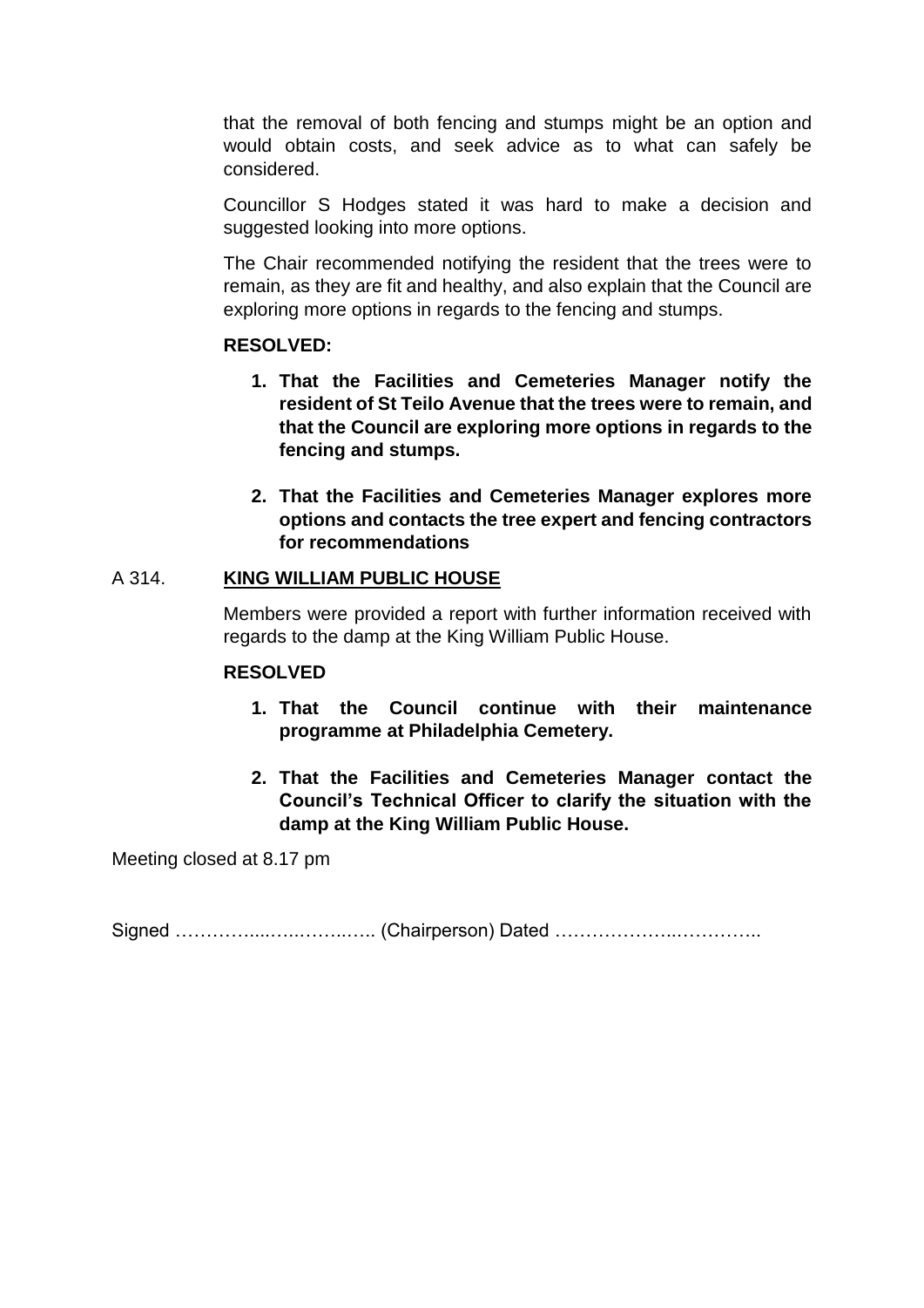that the removal of both fencing and stumps might be an option and would obtain costs, and seek advice as to what can safely be considered.

Councillor S Hodges stated it was hard to make a decision and suggested looking into more options.

The Chair recommended notifying the resident that the trees were to remain, as they are fit and healthy, and also explain that the Council are exploring more options in regards to the fencing and stumps.

**RESOLVED:**

1. **That the Facilities and Cemeteries Manager notify the resident of St Teilo Avenue that the trees were to remain, and that the Council are exploring more options in regards to the fencing and stumps.**

2. **That the Facilities and Cemeteries Manager explores more options and contacts the tree expert and fencing contractors for recommendations**

## A 314. **KING WILLIAM PUBLIC HOUSE**

Members were provided a report with further information received with regards to the damp at the King William Public House.

**RESOLVED**

1. **That the Council continue with their maintenance programme at Philadelphia Cemetery.**

2. **That the Facilities and Cemeteries Manager contact the Council's Technical Officer to clarify the situation with the damp at the King William Public House.**

Meeting closed at 8.17 pm

Signed ……………...…..……..….. (Chairperson) Dated ………………..…………..